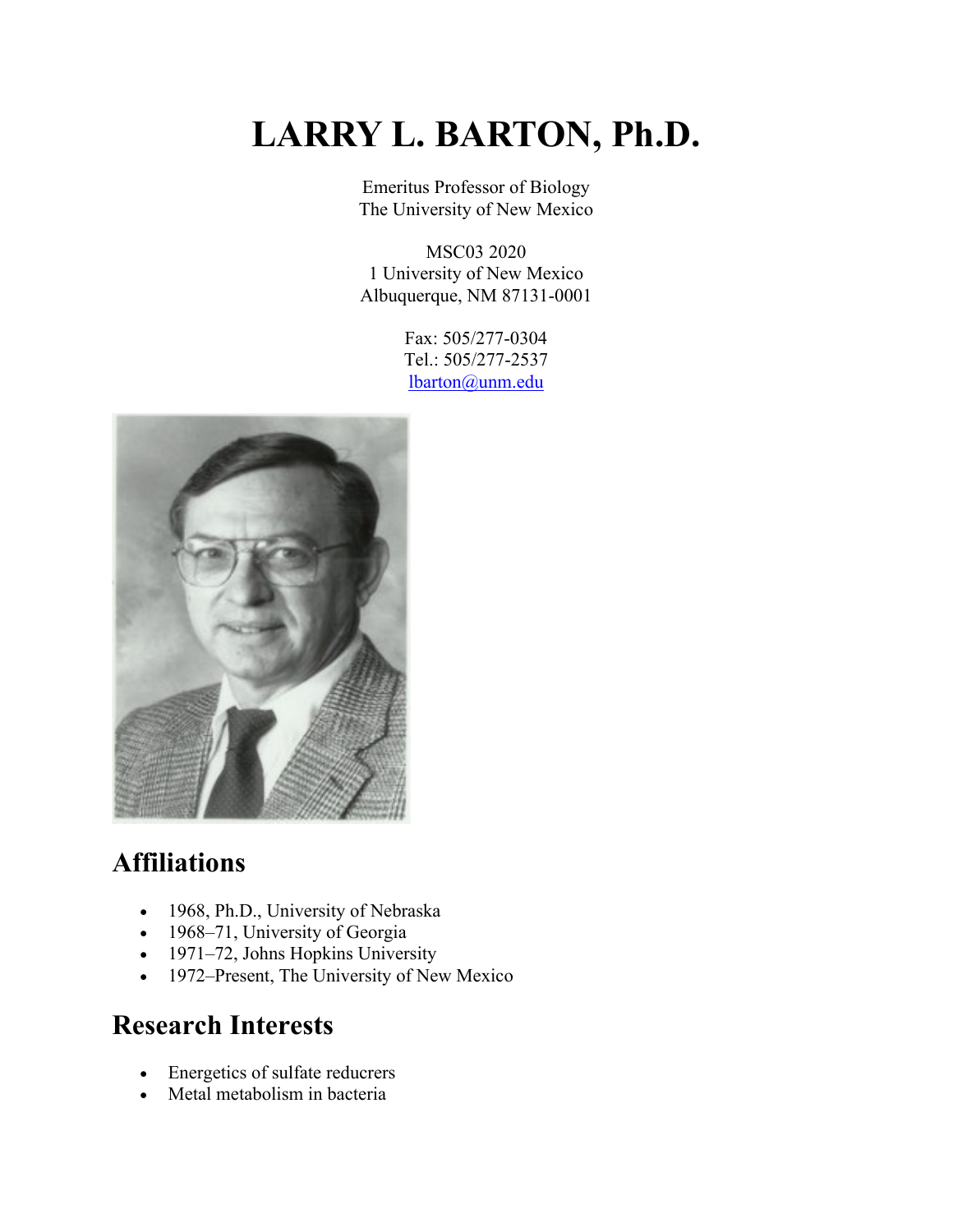# LARRY L. BARTON, Ph.D.

Emeritus Professor of Biology
The University of New Mexico

MSC03 2020
1 University of New Mexico
Albuquerque, NM 87131-0001

Fax: 505/277-0304
Tel.: 505/277-2537
lbarton@unm.edu

## Affiliations

- 1968, Ph.D., University of Nebraska
- 1968–71, University of Georgia
- 1971–72, Johns Hopkins University
- 1972–Present, The University of New Mexico

## Research Interests

- Energetics of sulfate reducrers
- Metal metabolism in bacteria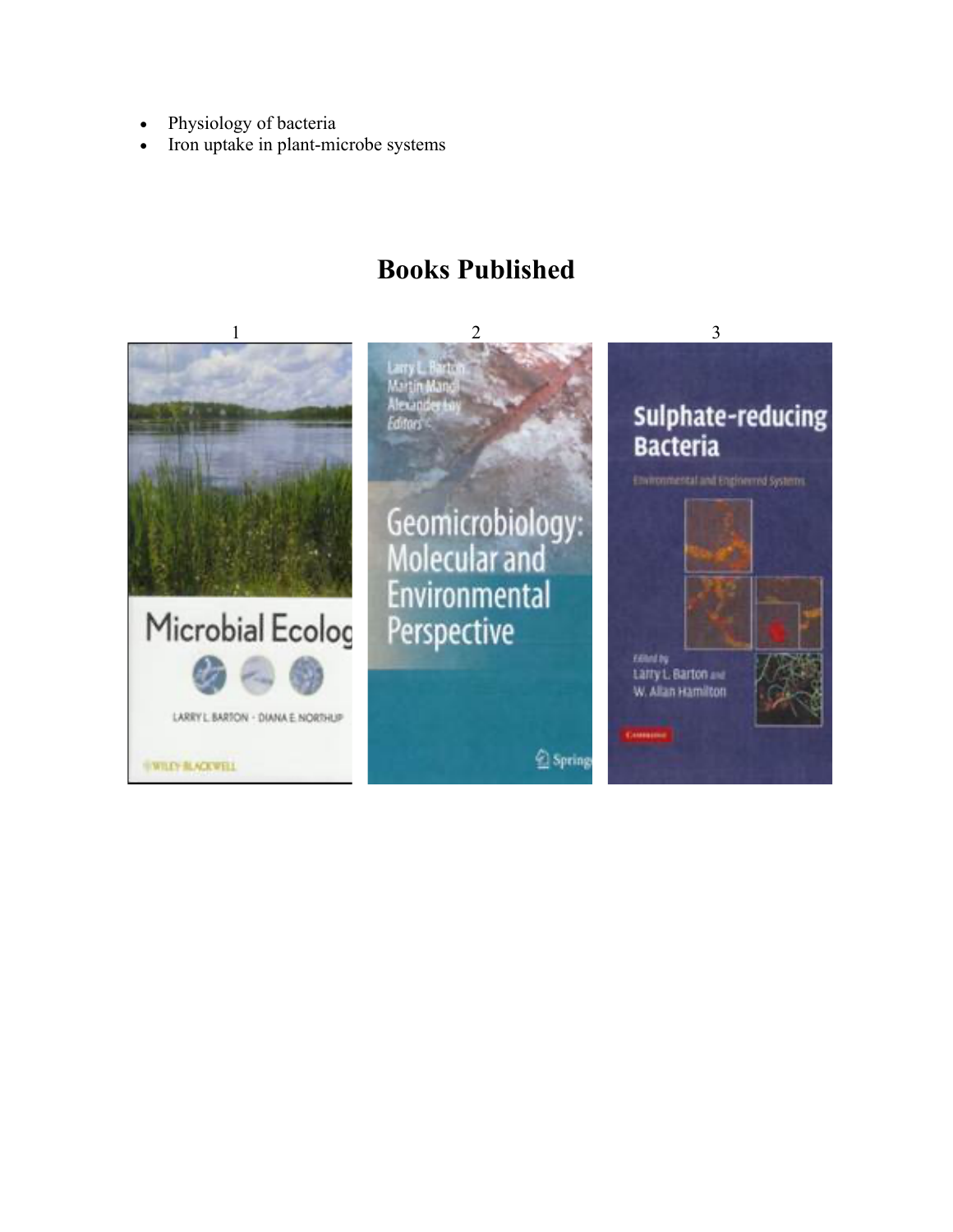- Physiology of bacteria
- Iron uptake in plant-microbe systems

# Books Published

1 2 3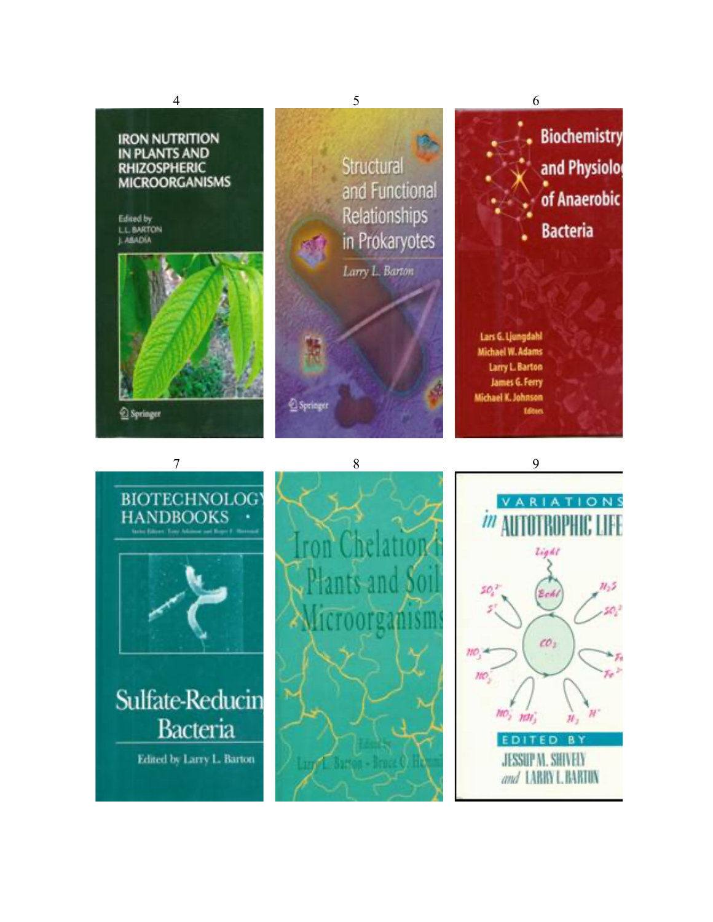4

IRON NUTRITION IN PLANTS AND RHIZOSPHERIC MICROORGANISMS

Edited by
L.L. BARTON
J. ABADÍA

Springer

5

Structural and Functional Relationships in Prokaryotes

*Larry L. Barton*

Springer

6

Biochemistry and Physiolo[gy] of Anaerobic Bacteria

Lars G. Ljungdahl
Michael W. Adams
Larry L. Barton
James G. Ferry
Michael K. Johnson
Editors

7

BIOTECHNOLOGY HANDBOOKS

Sulfate-Reducin[g] Bacteria

Edited by Larry L. Barton

8

Iron Chelation i[n] Plants and Soil Microorganisms

Edited by
Larry L. Barton · Bruce C. He[mming]

9

VARIATIONS *in* AUTOTROPHIC LIFE

EDITED BY
JESSUP M. SHIVELY
*and* LARRY L. BARTON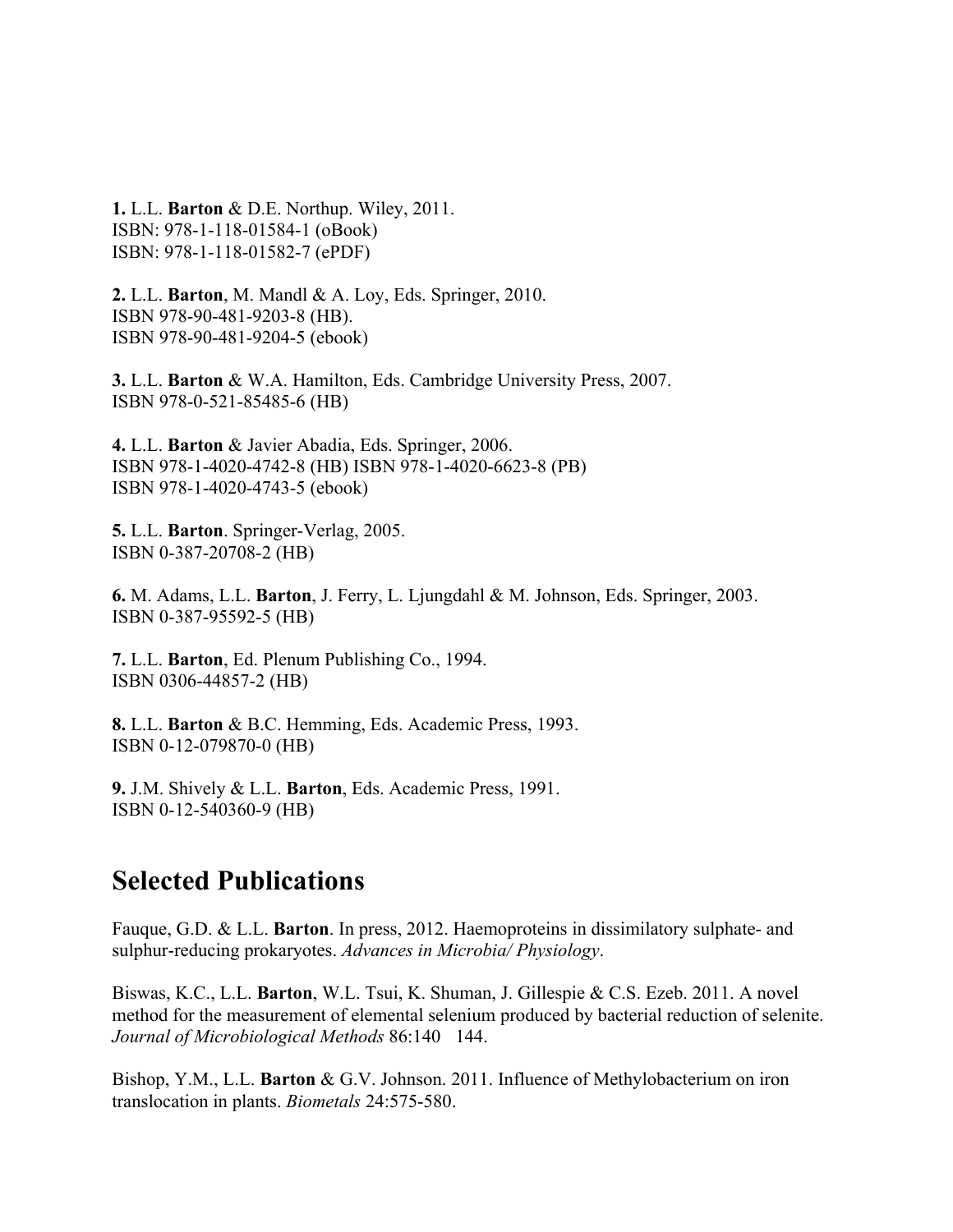**1.** L.L. **Barton** & D.E. Northup. Wiley, 2011.
ISBN: 978-1-118-01584-1 (oBook)
ISBN: 978-1-118-01582-7 (ePDF)

**2.** L.L. **Barton**, M. Mandl & A. Loy, Eds. Springer, 2010.
ISBN 978-90-481-9203-8 (HB).
ISBN 978-90-481-9204-5 (ebook)

**3.** L.L. **Barton** & W.A. Hamilton, Eds. Cambridge University Press, 2007.
ISBN 978-0-521-85485-6 (HB)

**4.** L.L. **Barton** & Javier Abadia, Eds. Springer, 2006.
ISBN 978-1-4020-4742-8 (HB) ISBN 978-1-4020-6623-8 (PB)
ISBN 978-1-4020-4743-5 (ebook)

**5.** L.L. **Barton**. Springer-Verlag, 2005.
ISBN 0-387-20708-2 (HB)

**6.** M. Adams, L.L. **Barton**, J. Ferry, L. Ljungdahl & M. Johnson, Eds. Springer, 2003.
ISBN 0-387-95592-5 (HB)

**7.** L.L. **Barton**, Ed. Plenum Publishing Co., 1994.
ISBN 0306-44857-2 (HB)

**8.** L.L. **Barton** & B.C. Hemming, Eds. Academic Press, 1993.
ISBN 0-12-079870-0 (HB)

**9.** J.M. Shively & L.L. **Barton**, Eds. Academic Press, 1991.
ISBN 0-12-540360-9 (HB)

## Selected Publications

Fauque, G.D. & L.L. **Barton**. In press, 2012. Haemoproteins in dissimilatory sulphate- and sulphur-reducing prokaryotes. *Advances in Microbia/ Physiology*.

Biswas, K.C., L.L. **Barton**, W.L. Tsui, K. Shuman, J. Gillespie & C.S. Ezeb. 2011. A novel method for the measurement of elemental selenium produced by bacterial reduction of selenite. *Journal of Microbiological Methods* 86:140 144.

Bishop, Y.M., L.L. **Barton** & G.V. Johnson. 2011. Influence of Methylobacterium on iron translocation in plants. *Biometals* 24:575-580.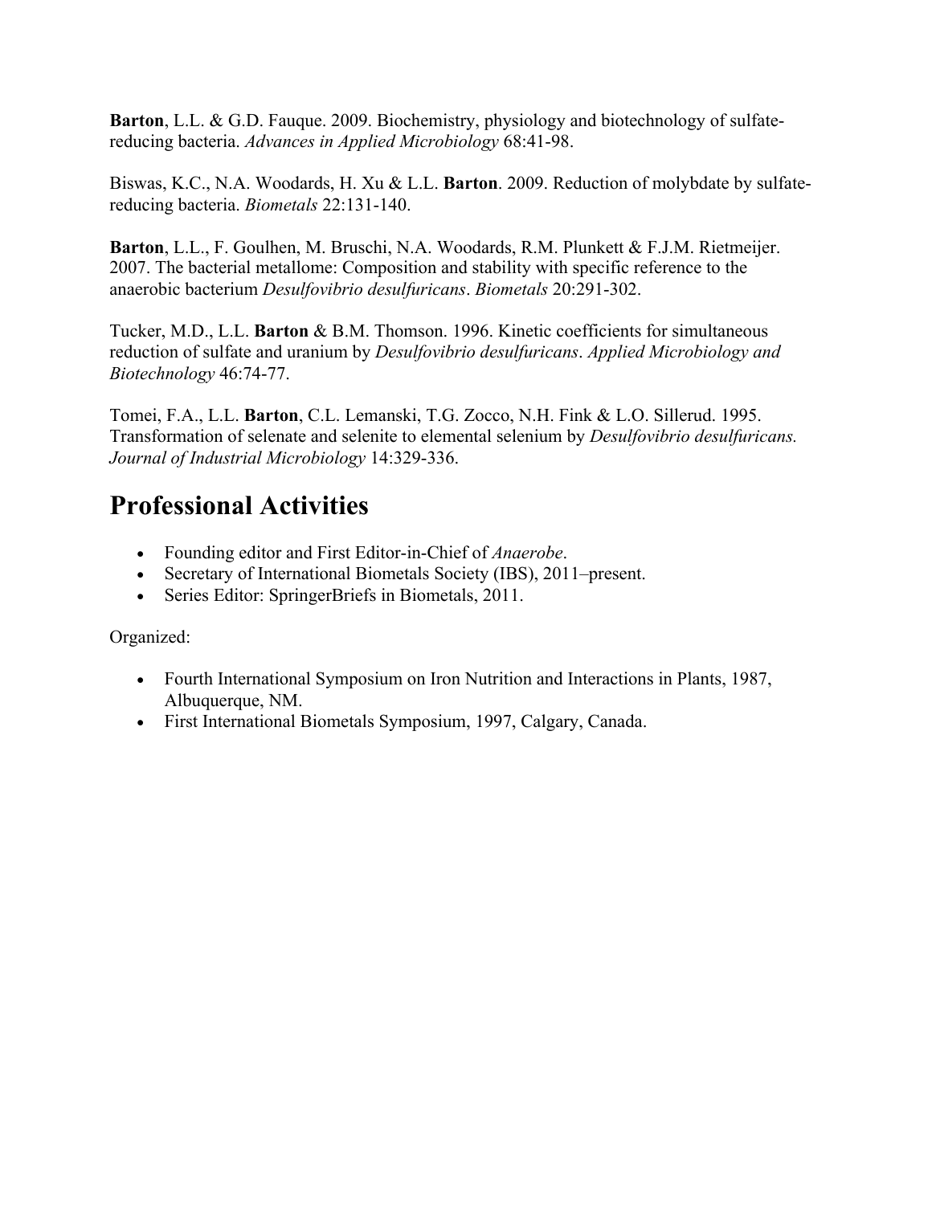**Barton**, L.L. & G.D. Fauque. 2009. Biochemistry, physiology and biotechnology of sulfate-reducing bacteria. *Advances in Applied Microbiology* 68:41-98.

Biswas, K.C., N.A. Woodards, H. Xu & L.L. **Barton**. 2009. Reduction of molybdate by sulfate-reducing bacteria. *Biometals* 22:131-140.

**Barton**, L.L., F. Goulhen, M. Bruschi, N.A. Woodards, R.M. Plunkett & F.J.M. Rietmeijer. 2007. The bacterial metallome: Composition and stability with specific reference to the anaerobic bacterium *Desulfovibrio desulfuricans*. *Biometals* 20:291-302.

Tucker, M.D., L.L. **Barton** & B.M. Thomson. 1996. Kinetic coefficients for simultaneous reduction of sulfate and uranium by *Desulfovibrio desulfuricans*. *Applied Microbiology and Biotechnology* 46:74-77.

Tomei, F.A., L.L. **Barton**, C.L. Lemanski, T.G. Zocco, N.H. Fink & L.O. Sillerud. 1995. Transformation of selenate and selenite to elemental selenium by *Desulfovibrio desulfuricans. Journal of Industrial Microbiology* 14:329-336.

## Professional Activities

- Founding editor and First Editor-in-Chief of *Anaerobe*.
- Secretary of International Biometals Society (IBS), 2011–present.
- Series Editor: SpringerBriefs in Biometals, 2011.

Organized:

- Fourth International Symposium on Iron Nutrition and Interactions in Plants, 1987, Albuquerque, NM.
- First International Biometals Symposium, 1997, Calgary, Canada.